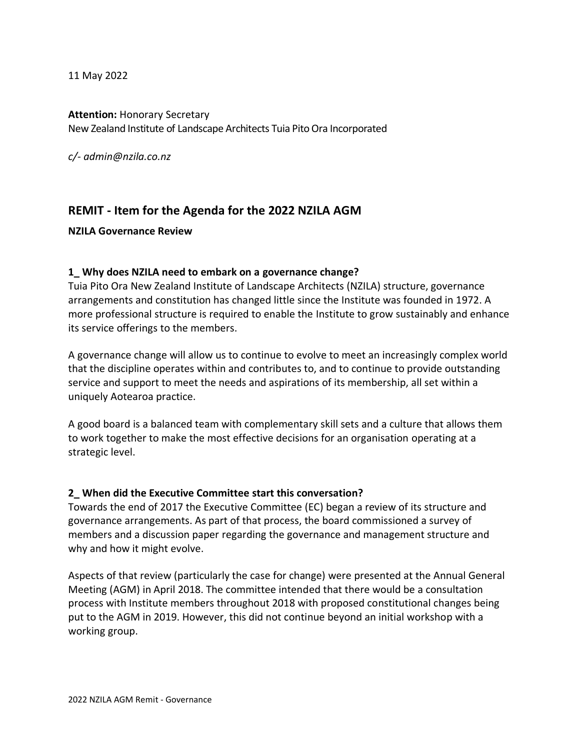11 May 2022

**Attention:** Honorary Secretary
New Zealand Institute of Landscape Architects Tuia Pito Ora Incorporated

*c/- admin@nzila.co.nz*

## REMIT - Item for the Agenda for the 2022 NZILA AGM

**NZILA Governance Review**

### 1_ Why does NZILA need to embark on a governance change?

Tuia Pito Ora New Zealand Institute of Landscape Architects (NZILA) structure, governance arrangements and constitution has changed little since the Institute was founded in 1972. A more professional structure is required to enable the Institute to grow sustainably and enhance its service offerings to the members.

A governance change will allow us to continue to evolve to meet an increasingly complex world that the discipline operates within and contributes to, and to continue to provide outstanding service and support to meet the needs and aspirations of its membership, all set within a uniquely Aotearoa practice.

A good board is a balanced team with complementary skill sets and a culture that allows them to work together to make the most effective decisions for an organisation operating at a strategic level.

### 2_ When did the Executive Committee start this conversation?

Towards the end of 2017 the Executive Committee (EC) began a review of its structure and governance arrangements. As part of that process, the board commissioned a survey of members and a discussion paper regarding the governance and management structure and why and how it might evolve.

Aspects of that review (particularly the case for change) were presented at the Annual General Meeting (AGM) in April 2018. The committee intended that there would be a consultation process with Institute members throughout 2018 with proposed constitutional changes being put to the AGM in 2019. However, this did not continue beyond an initial workshop with a working group.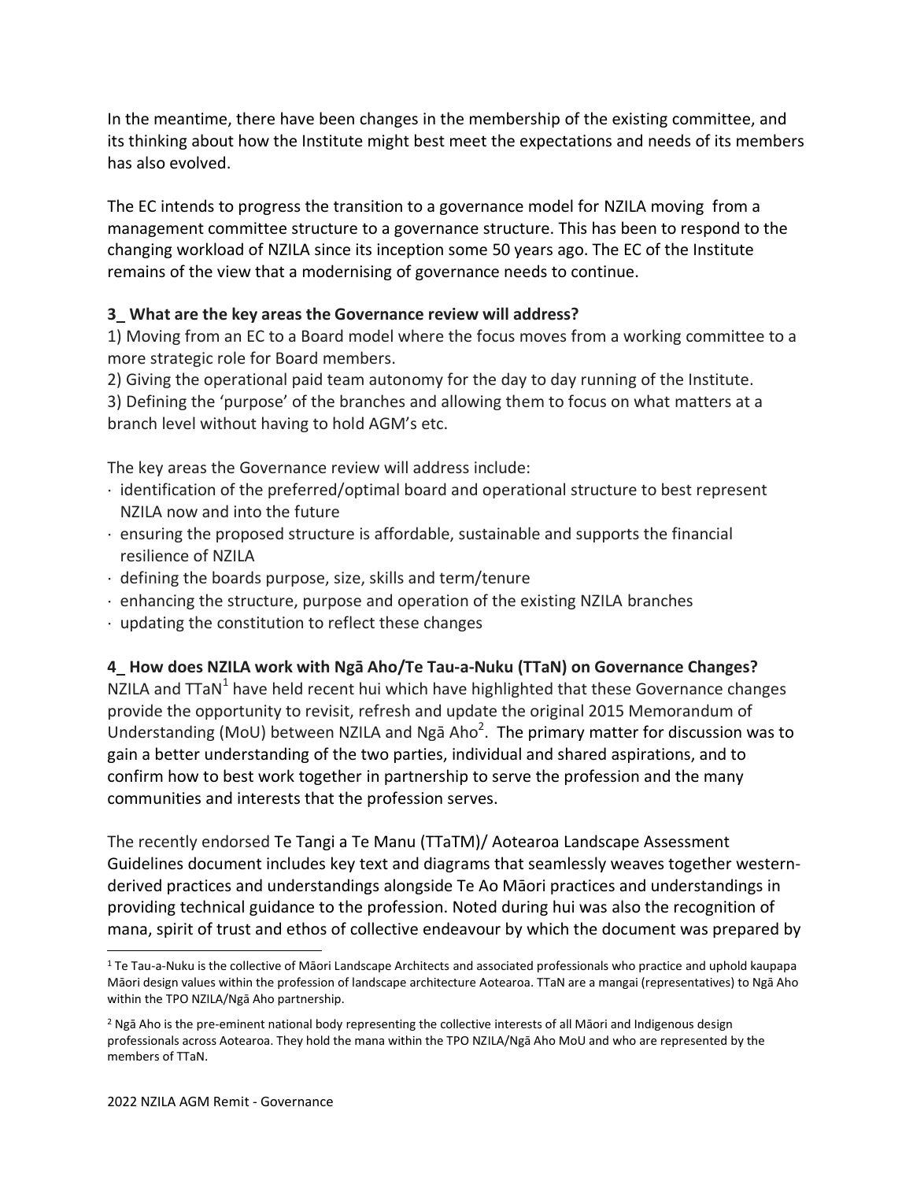In the meantime, there have been changes in the membership of the existing committee, and its thinking about how the Institute might best meet the expectations and needs of its members has also evolved.

The EC intends to progress the transition to a governance model for NZILA moving from a management committee structure to a governance structure. This has been to respond to the changing workload of NZILA since its inception some 50 years ago. The EC of the Institute remains of the view that a modernising of governance needs to continue.

**3_ What are the key areas the Governance review will address?**

1) Moving from an EC to a Board model where the focus moves from a working committee to a more strategic role for Board members.
2) Giving the operational paid team autonomy for the day to day running of the Institute.
3) Defining the 'purpose' of the branches and allowing them to focus on what matters at a branch level without having to hold AGM's etc.

The key areas the Governance review will address include:

- identification of the preferred/optimal board and operational structure to best represent NZILA now and into the future
- ensuring the proposed structure is affordable, sustainable and supports the financial resilience of NZILA
- defining the boards purpose, size, skills and term/tenure
- enhancing the structure, purpose and operation of the existing NZILA branches
- updating the constitution to reflect these changes

**4_ How does NZILA work with Ngā Aho/Te Tau-a-Nuku (TTaN) on Governance Changes?**

NZILA and TTaN[1] have held recent hui which have highlighted that these Governance changes provide the opportunity to revisit, refresh and update the original 2015 Memorandum of Understanding (MoU) between NZILA and Ngā Aho[2]. The primary matter for discussion was to gain a better understanding of the two parties, individual and shared aspirations, and to confirm how to best work together in partnership to serve the profession and the many communities and interests that the profession serves.

The recently endorsed Te Tangi a Te Manu (TTaTM)/ Aotearoa Landscape Assessment Guidelines document includes key text and diagrams that seamlessly weaves together western-derived practices and understandings alongside Te Ao Māori practices and understandings in providing technical guidance to the profession. Noted during hui was also the recognition of mana, spirit of trust and ethos of collective endeavour by which the document was prepared by

[1] Te Tau-a-Nuku is the collective of Māori Landscape Architects and associated professionals who practice and uphold kaupapa Māori design values within the profession of landscape architecture Aotearoa. TTaN are a mangai (representatives) to Ngā Aho within the TPO NZILA/Ngā Aho partnership.

[2] Ngā Aho is the pre-eminent national body representing the collective interests of all Māori and Indigenous design professionals across Aotearoa. They hold the mana within the TPO NZILA/Ngā Aho MoU and who are represented by the members of TTaN.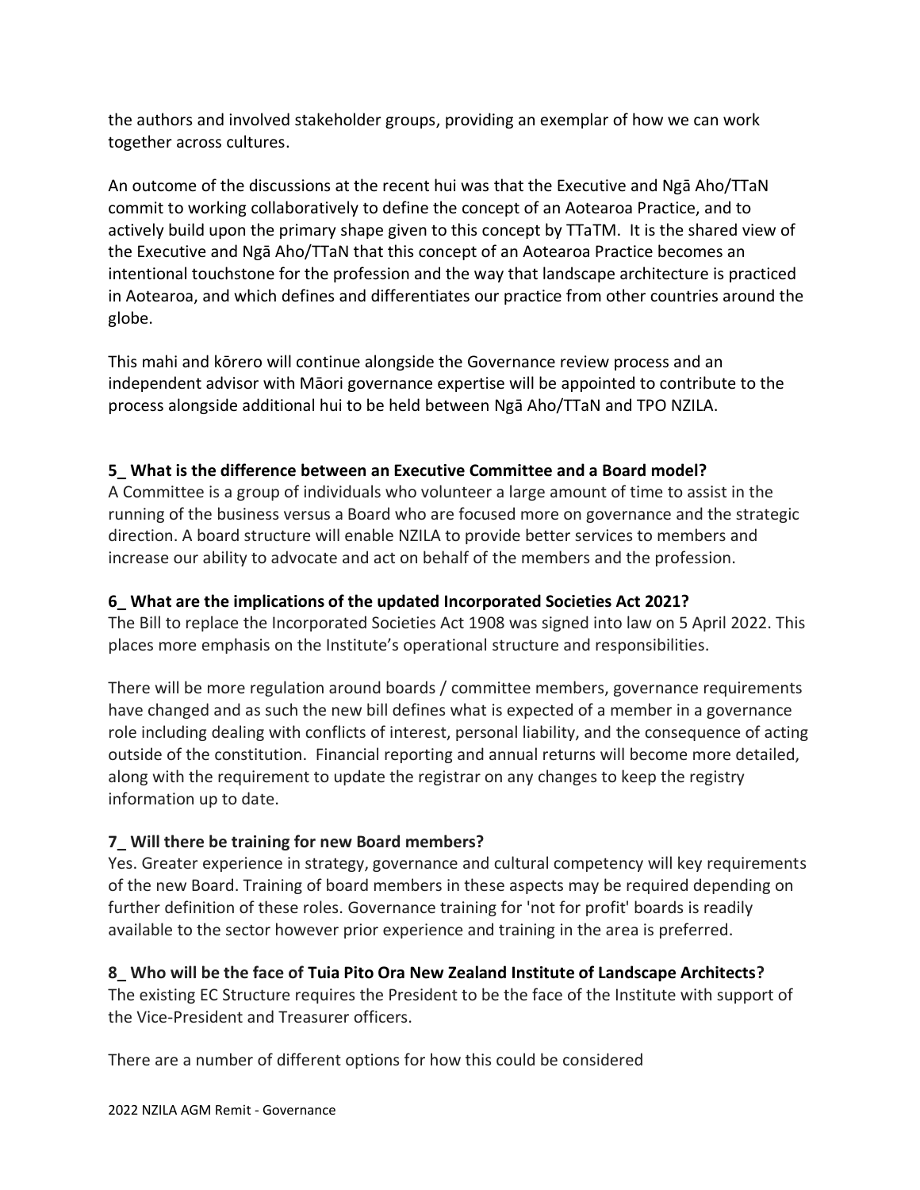the authors and involved stakeholder groups, providing an exemplar of how we can work together across cultures.

An outcome of the discussions at the recent hui was that the Executive and Ngā Aho/TTaN commit to working collaboratively to define the concept of an Aotearoa Practice, and to actively build upon the primary shape given to this concept by TTaTM. It is the shared view of the Executive and Ngā Aho/TTaN that this concept of an Aotearoa Practice becomes an intentional touchstone for the profession and the way that landscape architecture is practiced in Aotearoa, and which defines and differentiates our practice from other countries around the globe.

This mahi and kōrero will continue alongside the Governance review process and an independent advisor with Māori governance expertise will be appointed to contribute to the process alongside additional hui to be held between Ngā Aho/TTaN and TPO NZILA.

**5_ What is the difference between an Executive Committee and a Board model?**

A Committee is a group of individuals who volunteer a large amount of time to assist in the running of the business versus a Board who are focused more on governance and the strategic direction. A board structure will enable NZILA to provide better services to members and increase our ability to advocate and act on behalf of the members and the profession.

**6_ What are the implications of the updated Incorporated Societies Act 2021?**

The Bill to replace the Incorporated Societies Act 1908 was signed into law on 5 April 2022. This places more emphasis on the Institute's operational structure and responsibilities.

There will be more regulation around boards / committee members, governance requirements have changed and as such the new bill defines what is expected of a member in a governance role including dealing with conflicts of interest, personal liability, and the consequence of acting outside of the constitution. Financial reporting and annual returns will become more detailed, along with the requirement to update the registrar on any changes to keep the registry information up to date.

**7_ Will there be training for new Board members?**

Yes. Greater experience in strategy, governance and cultural competency will key requirements of the new Board. Training of board members in these aspects may be required depending on further definition of these roles. Governance training for 'not for profit' boards is readily available to the sector however prior experience and training in the area is preferred.

**8_ Who will be the face of Tuia Pito Ora New Zealand Institute of Landscape Architects?**

The existing EC Structure requires the President to be the face of the Institute with support of the Vice-President and Treasurer officers.

There are a number of different options for how this could be considered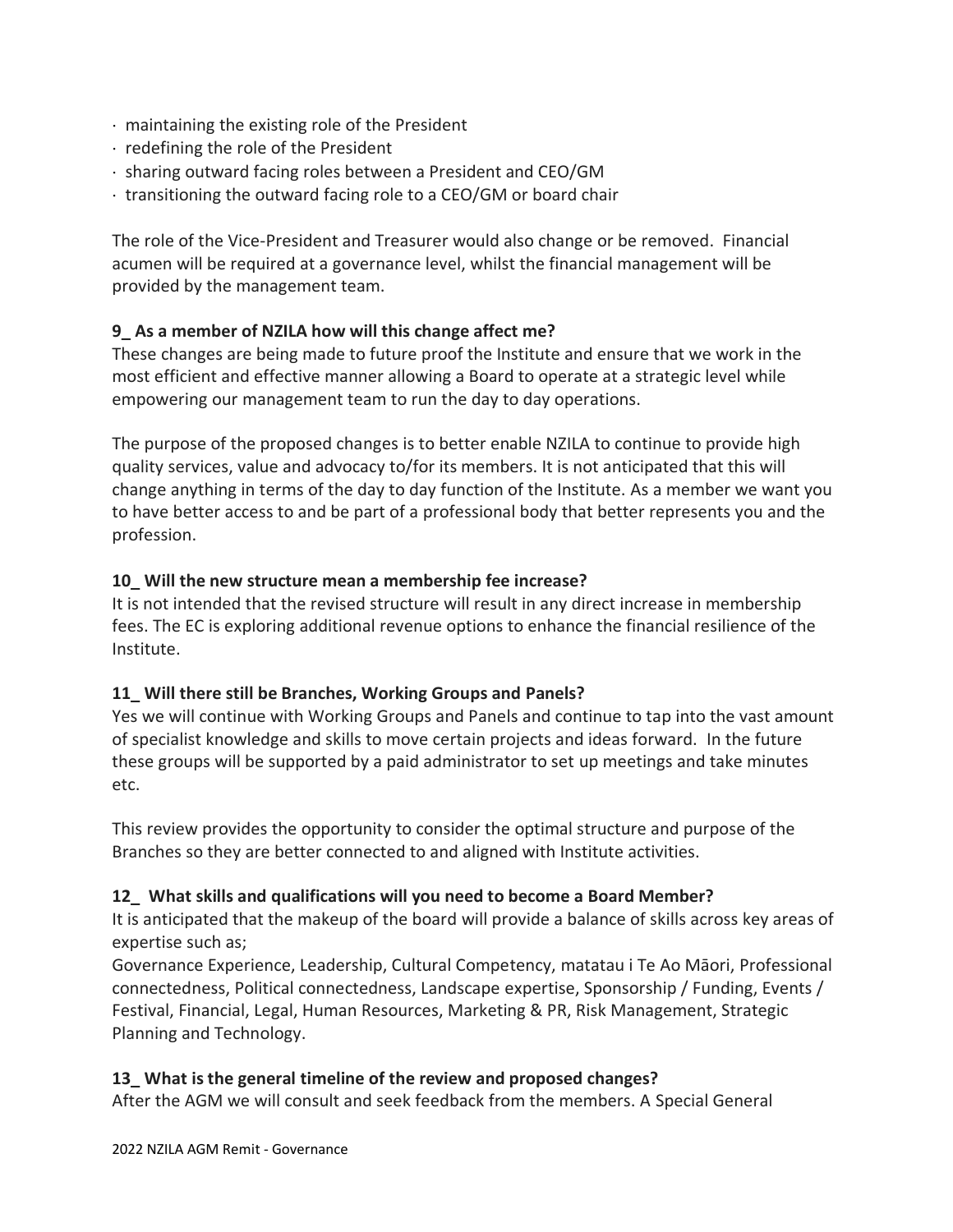- maintaining the existing role of the President
- redefining the role of the President
- sharing outward facing roles between a President and CEO/GM
- transitioning the outward facing role to a CEO/GM or board chair

The role of the Vice-President and Treasurer would also change or be removed. Financial acumen will be required at a governance level, whilst the financial management will be provided by the management team.

**9_ As a member of NZILA how will this change affect me?**

These changes are being made to future proof the Institute and ensure that we work in the most efficient and effective manner allowing a Board to operate at a strategic level while empowering our management team to run the day to day operations.

The purpose of the proposed changes is to better enable NZILA to continue to provide high quality services, value and advocacy to/for its members. It is not anticipated that this will change anything in terms of the day to day function of the Institute. As a member we want you to have better access to and be part of a professional body that better represents you and the profession.

**10_ Will the new structure mean a membership fee increase?**

It is not intended that the revised structure will result in any direct increase in membership fees. The EC is exploring additional revenue options to enhance the financial resilience of the Institute.

**11_ Will there still be Branches, Working Groups and Panels?**

Yes we will continue with Working Groups and Panels and continue to tap into the vast amount of specialist knowledge and skills to move certain projects and ideas forward. In the future these groups will be supported by a paid administrator to set up meetings and take minutes etc.

This review provides the opportunity to consider the optimal structure and purpose of the Branches so they are better connected to and aligned with Institute activities.

**12_ What skills and qualifications will you need to become a Board Member?**

It is anticipated that the makeup of the board will provide a balance of skills across key areas of expertise such as;

Governance Experience, Leadership, Cultural Competency, matatau i Te Ao Māori, Professional connectedness, Political connectedness, Landscape expertise, Sponsorship / Funding, Events / Festival, Financial, Legal, Human Resources, Marketing & PR, Risk Management, Strategic Planning and Technology.

**13_ What is the general timeline of the review and proposed changes?**

After the AGM we will consult and seek feedback from the members. A Special General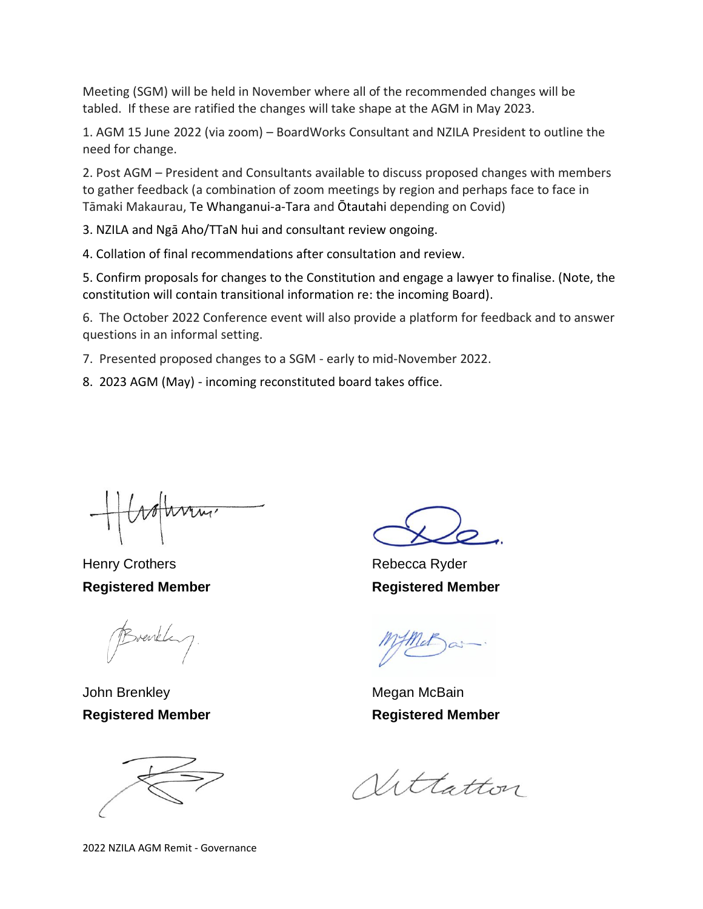Meeting (SGM) will be held in November where all of the recommended changes will be tabled. If these are ratified the changes will take shape at the AGM in May 2023.

1. AGM 15 June 2022 (via zoom) – BoardWorks Consultant and NZILA President to outline the need for change.

2. Post AGM – President and Consultants available to discuss proposed changes with members to gather feedback (a combination of zoom meetings by region and perhaps face to face in Tāmaki Makaurau, Te Whanganui-a-Tara and Ōtautahi depending on Covid)

3. NZILA and Ngā Aho/TTaN hui and consultant review ongoing.

4. Collation of final recommendations after consultation and review.

5. Confirm proposals for changes to the Constitution and engage a lawyer to finalise. (Note, the constitution will contain transitional information re: the incoming Board).

6. The October 2022 Conference event will also provide a platform for feedback and to answer questions in an informal setting.

7. Presented proposed changes to a SGM - early to mid-November 2022.

8. 2023 AGM (May) - incoming reconstituted board takes office.

Henry Crothers
**Registered Member**

Rebecca Ryder
**Registered Member**

John Brenkley
**Registered Member**

Megan McBain
**Registered Member**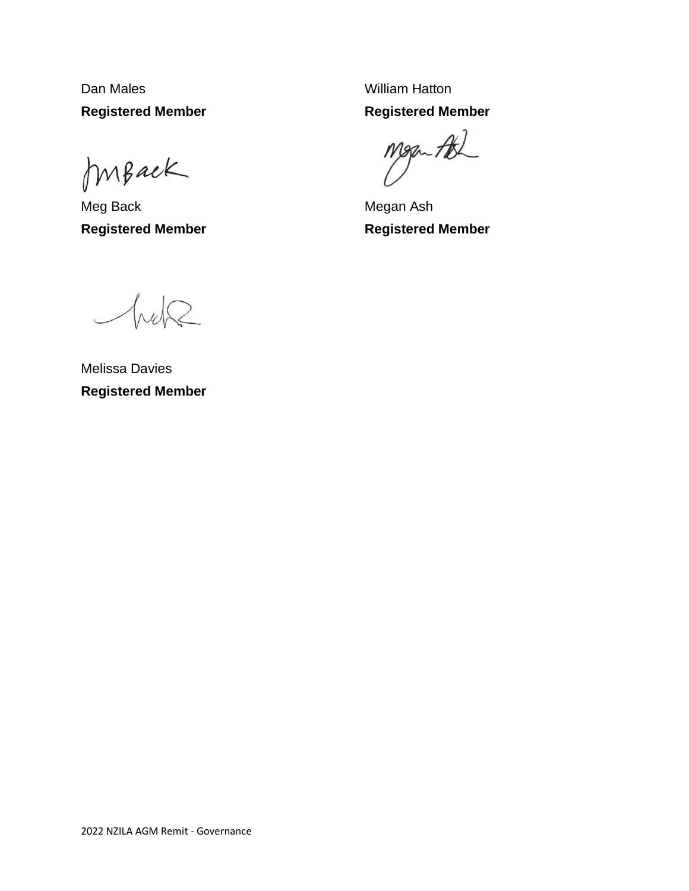Dan Males
**Registered Member**

William Hatton
**Registered Member**

Meg Back
**Registered Member**

Megan Ash
**Registered Member**

Melissa Davies
**Registered Member**